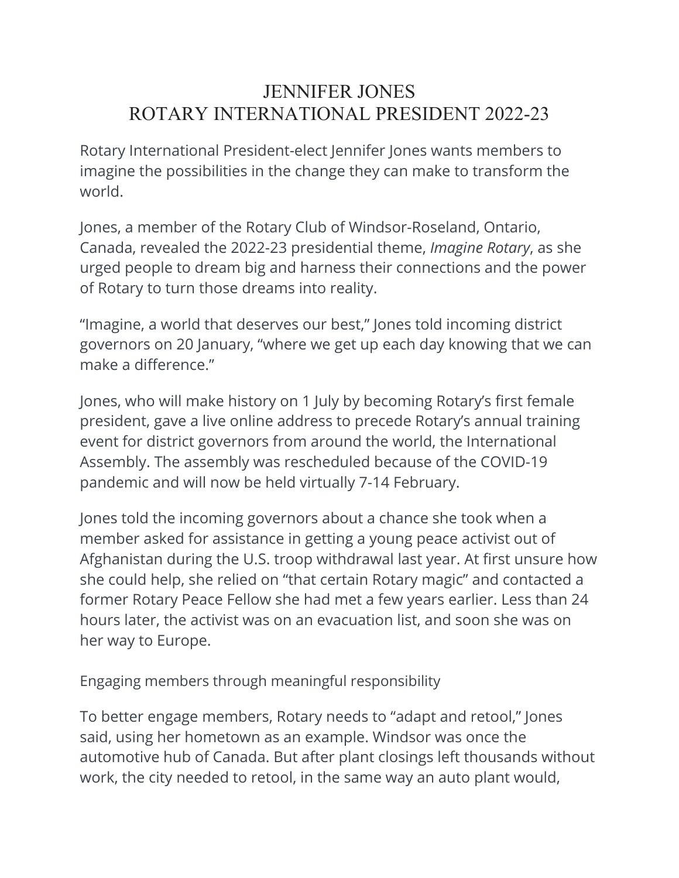# JENNIFER JONES
# ROTARY INTERNATIONAL PRESIDENT 2022-23

Rotary International President-elect Jennifer Jones wants members to imagine the possibilities in the change they can make to transform the world.

Jones, a member of the Rotary Club of Windsor-Roseland, Ontario, Canada, revealed the 2022-23 presidential theme, *Imagine Rotary*, as she urged people to dream big and harness their connections and the power of Rotary to turn those dreams into reality.

"Imagine, a world that deserves our best," Jones told incoming district governors on 20 January, "where we get up each day knowing that we can make a difference."

Jones, who will make history on 1 July by becoming Rotary's first female president, gave a live online address to precede Rotary's annual training event for district governors from around the world, the International Assembly. The assembly was rescheduled because of the COVID-19 pandemic and will now be held virtually 7-14 February.

Jones told the incoming governors about a chance she took when a member asked for assistance in getting a young peace activist out of Afghanistan during the U.S. troop withdrawal last year. At first unsure how she could help, she relied on "that certain Rotary magic" and contacted a former Rotary Peace Fellow she had met a few years earlier. Less than 24 hours later, the activist was on an evacuation list, and soon she was on her way to Europe.

## Engaging members through meaningful responsibility

To better engage members, Rotary needs to "adapt and retool," Jones said, using her hometown as an example. Windsor was once the automotive hub of Canada. But after plant closings left thousands without work, the city needed to retool, in the same way an auto plant would,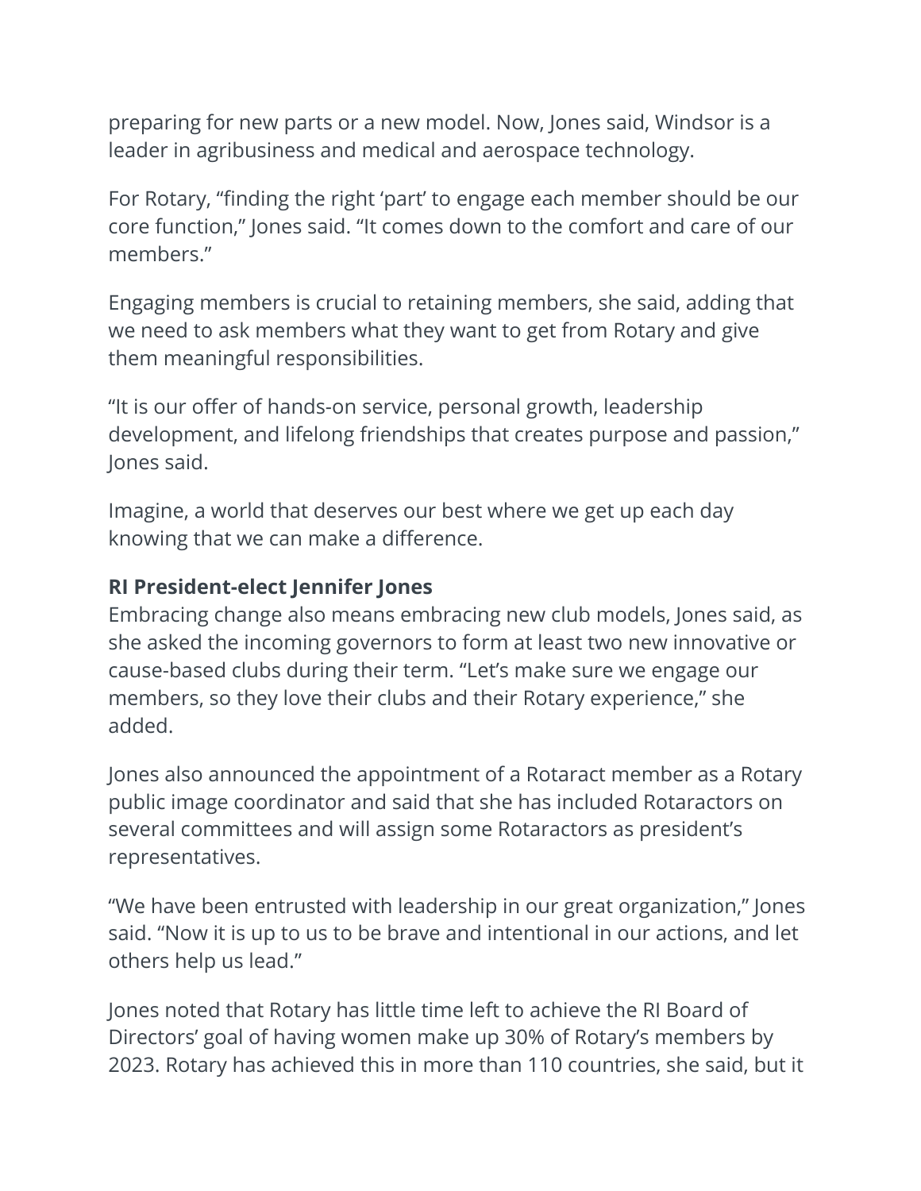preparing for new parts or a new model. Now, Jones said, Windsor is a leader in agribusiness and medical and aerospace technology.

For Rotary, "finding the right 'part' to engage each member should be our core function," Jones said. "It comes down to the comfort and care of our members."

Engaging members is crucial to retaining members, she said, adding that we need to ask members what they want to get from Rotary and give them meaningful responsibilities.

"It is our offer of hands-on service, personal growth, leadership development, and lifelong friendships that creates purpose and passion," Jones said.

Imagine, a world that deserves our best where we get up each day knowing that we can make a difference.

**RI President-elect Jennifer Jones**
Embracing change also means embracing new club models, Jones said, as she asked the incoming governors to form at least two new innovative or cause-based clubs during their term. "Let's make sure we engage our members, so they love their clubs and their Rotary experience," she added.

Jones also announced the appointment of a Rotaract member as a Rotary public image coordinator and said that she has included Rotaractors on several committees and will assign some Rotaractors as president's representatives.

"We have been entrusted with leadership in our great organization," Jones said. "Now it is up to us to be brave and intentional in our actions, and let others help us lead."

Jones noted that Rotary has little time left to achieve the RI Board of Directors' goal of having women make up 30% of Rotary's members by 2023. Rotary has achieved this in more than 110 countries, she said, but it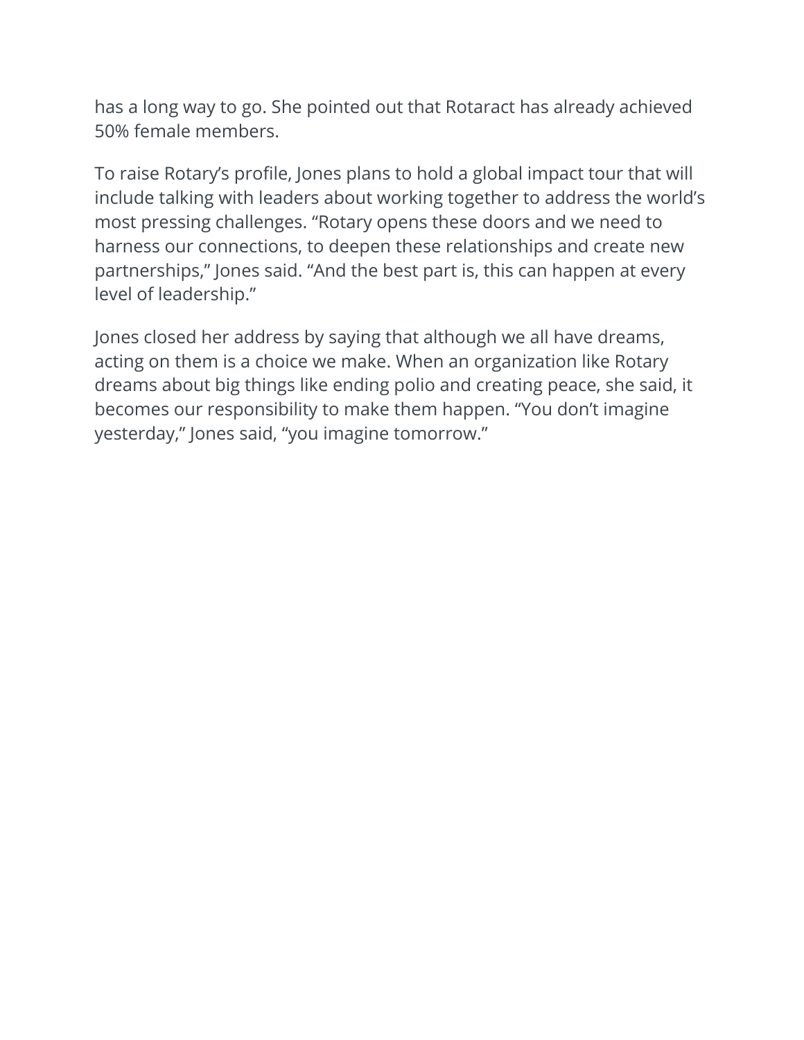has a long way to go. She pointed out that Rotaract has already achieved 50% female members.

To raise Rotary's profile, Jones plans to hold a global impact tour that will include talking with leaders about working together to address the world's most pressing challenges. "Rotary opens these doors and we need to harness our connections, to deepen these relationships and create new partnerships," Jones said. "And the best part is, this can happen at every level of leadership."

Jones closed her address by saying that although we all have dreams, acting on them is a choice we make. When an organization like Rotary dreams about big things like ending polio and creating peace, she said, it becomes our responsibility to make them happen. "You don't imagine yesterday," Jones said, "you imagine tomorrow."